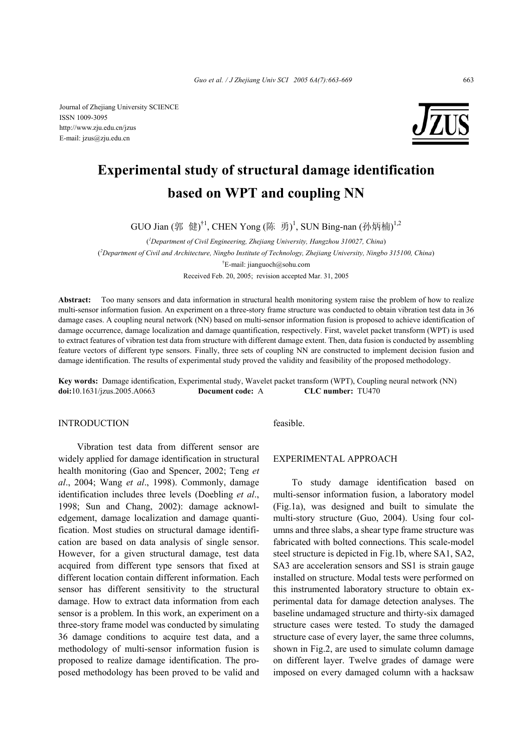Journal of Zhejiang University SCIENCE
ISSN 1009-3095
http://www.zju.edu.cn/jzus
E-mail: jzus@zju.edu.cn

# Experimental study of structural damage identification based on WPT and coupling NN

GUO Jian (郭 健)[†1], CHEN Yong (陈 勇)[1], SUN Bing-nan (孙炳楠)[1,2]

([1]*Department of Civil Engineering, Zhejiang University, Hangzhou 310027, China*)

([2]*Department of Civil and Architecture, Ningbo Institute of Technology, Zhejiang University, Ningbo 315100, China*)

[†]E-mail: jianguoch@sohu.com

Received Feb. 20, 2005; revision accepted Mar. 31, 2005

**Abstract:** Too many sensors and data information in structural health monitoring system raise the problem of how to realize multi-sensor information fusion. An experiment on a three-story frame structure was conducted to obtain vibration test data in 36 damage cases. A coupling neural network (NN) based on multi-sensor information fusion is proposed to achieve identification of damage occurrence, damage localization and damage quantification, respectively. First, wavelet packet transform (WPT) is used to extract features of vibration test data from structure with different damage extent. Then, data fusion is conducted by assembling feature vectors of different type sensors. Finally, three sets of coupling NN are constructed to implement decision fusion and damage identification. The results of experimental study proved the validity and feasibility of the proposed methodology.

**Key words:** Damage identification, Experimental study, Wavelet packet transform (WPT), Coupling neural network (NN)
**doi:**10.1631/jzus.2005.A0663 **Document code:** A **CLC number:** TU470

## INTRODUCTION

Vibration test data from different sensor are widely applied for damage identification in structural health monitoring (Gao and Spencer, 2002; Teng *et al*., 2004; Wang *et al*., 1998). Commonly, damage identification includes three levels (Doebling *et al*., 1998; Sun and Chang, 2002): damage acknowledgement, damage localization and damage quantification. Most studies on structural damage identification are based on data analysis of single sensor. However, for a given structural damage, test data acquired from different type sensors that fixed at different location contain different information. Each sensor has different sensitivity to the structural damage. How to extract data information from each sensor is a problem. In this work, an experiment on a three-story frame model was conducted by simulating 36 damage conditions to acquire test data, and a methodology of multi-sensor information fusion is proposed to realize damage identification. The proposed methodology has been proved to be valid and feasible.

## EXPERIMENTAL APPROACH

To study damage identification based on multi-sensor information fusion, a laboratory model (Fig.1a), was designed and built to simulate the multi-story structure (Guo, 2004). Using four columns and three slabs, a shear type frame structure was fabricated with bolted connections. This scale-model steel structure is depicted in Fig.1b, where SA1, SA2, SA3 are acceleration sensors and SS1 is strain gauge installed on structure. Modal tests were performed on this instrumented laboratory structure to obtain experimental data for damage detection analyses. The baseline undamaged structure and thirty-six damaged structure cases were tested. To study the damaged structure case of every layer, the same three columns, shown in Fig.2, are used to simulate column damage on different layer. Twelve grades of damage were imposed on every damaged column with a hacksaw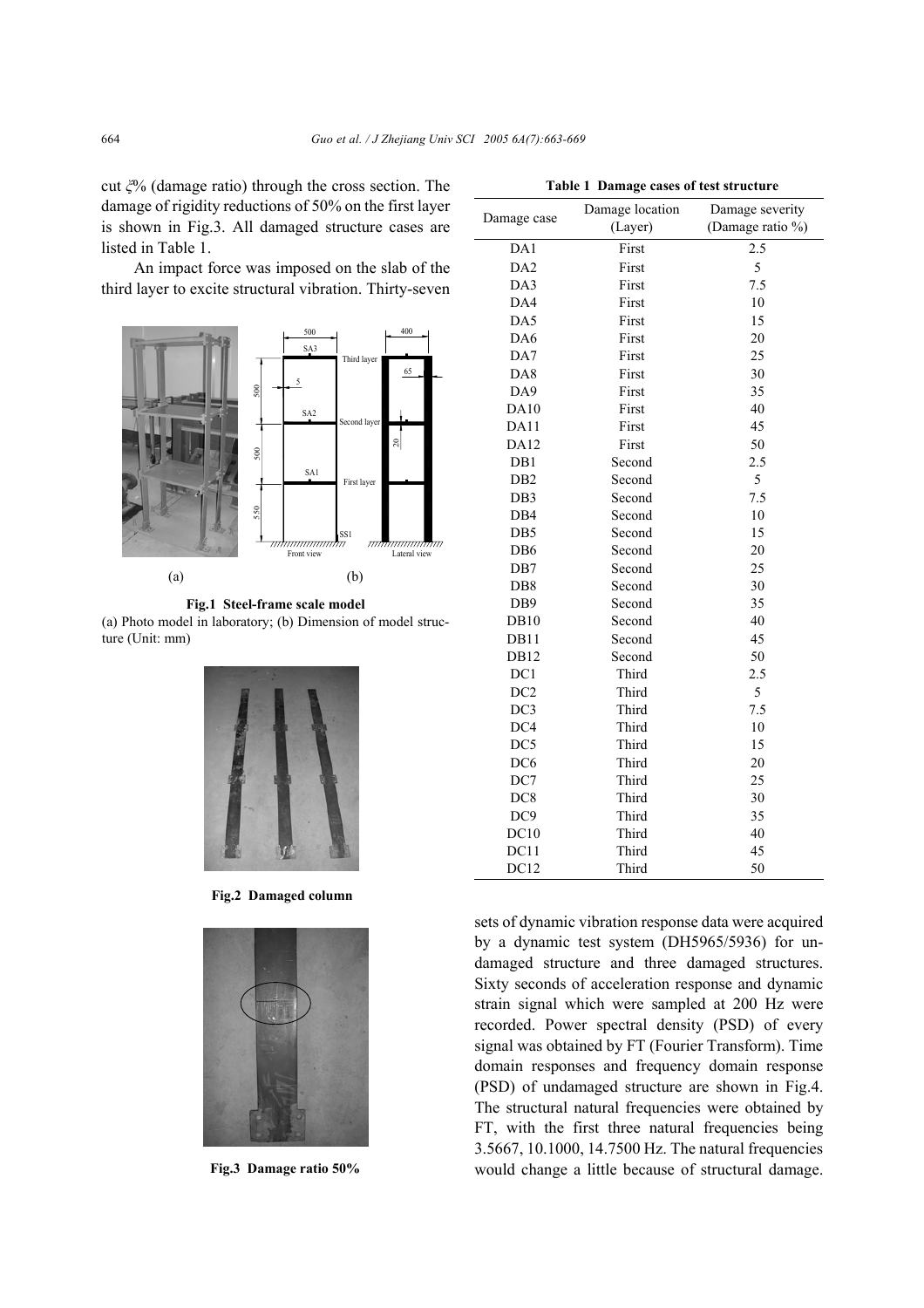cut $\xi$% (damage ratio) through the cross section. The damage of rigidity reductions of 50% on the first layer is shown in Fig.3. All damaged structure cases are listed in Table 1.

An impact force was imposed on the slab of the third layer to excite structural vibration. Thirty-seven sets of dynamic vibration response data were acquired by a dynamic test system (DH5965/5936) for undamaged structure and three damaged structures. Sixty seconds of acceleration response and dynamic strain signal which were sampled at 200 Hz were recorded. Power spectral density (PSD) of every signal was obtained by FT (Fourier Transform). Time domain responses and frequency domain response (PSD) of undamaged structure are shown in Fig.4. The structural natural frequencies were obtained by FT, with the first three natural frequencies being 3.5667, 10.1000, 14.7500 Hz. The natural frequencies would change a little because of structural damage.

**Fig.1 Steel-frame scale model**
(a) Photo model in laboratory; (b) Dimension of model structure (Unit: mm)

**Fig.2 Damaged column**

**Fig.3 Damage ratio 50%**

**Table 1 Damage cases of test structure**

| Damage case | Damage location (Layer) | Damage severity (Damage ratio %) |
|---|---|---|
| DA1 | First | 2.5 |
| DA2 | First | 5 |
| DA3 | First | 7.5 |
| DA4 | First | 10 |
| DA5 | First | 15 |
| DA6 | First | 20 |
| DA7 | First | 25 |
| DA8 | First | 30 |
| DA9 | First | 35 |
| DA10 | First | 40 |
| DA11 | First | 45 |
| DA12 | First | 50 |
| DB1 | Second | 2.5 |
| DB2 | Second | 5 |
| DB3 | Second | 7.5 |
| DB4 | Second | 10 |
| DB5 | Second | 15 |
| DB6 | Second | 20 |
| DB7 | Second | 25 |
| DB8 | Second | 30 |
| DB9 | Second | 35 |
| DB10 | Second | 40 |
| DB11 | Second | 45 |
| DB12 | Second | 50 |
| DC1 | Third | 2.5 |
| DC2 | Third | 5 |
| DC3 | Third | 7.5 |
| DC4 | Third | 10 |
| DC5 | Third | 15 |
| DC6 | Third | 20 |
| DC7 | Third | 25 |
| DC8 | Third | 30 |
| DC9 | Third | 35 |
| DC10 | Third | 40 |
| DC11 | Third | 45 |
| DC12 | Third | 50 |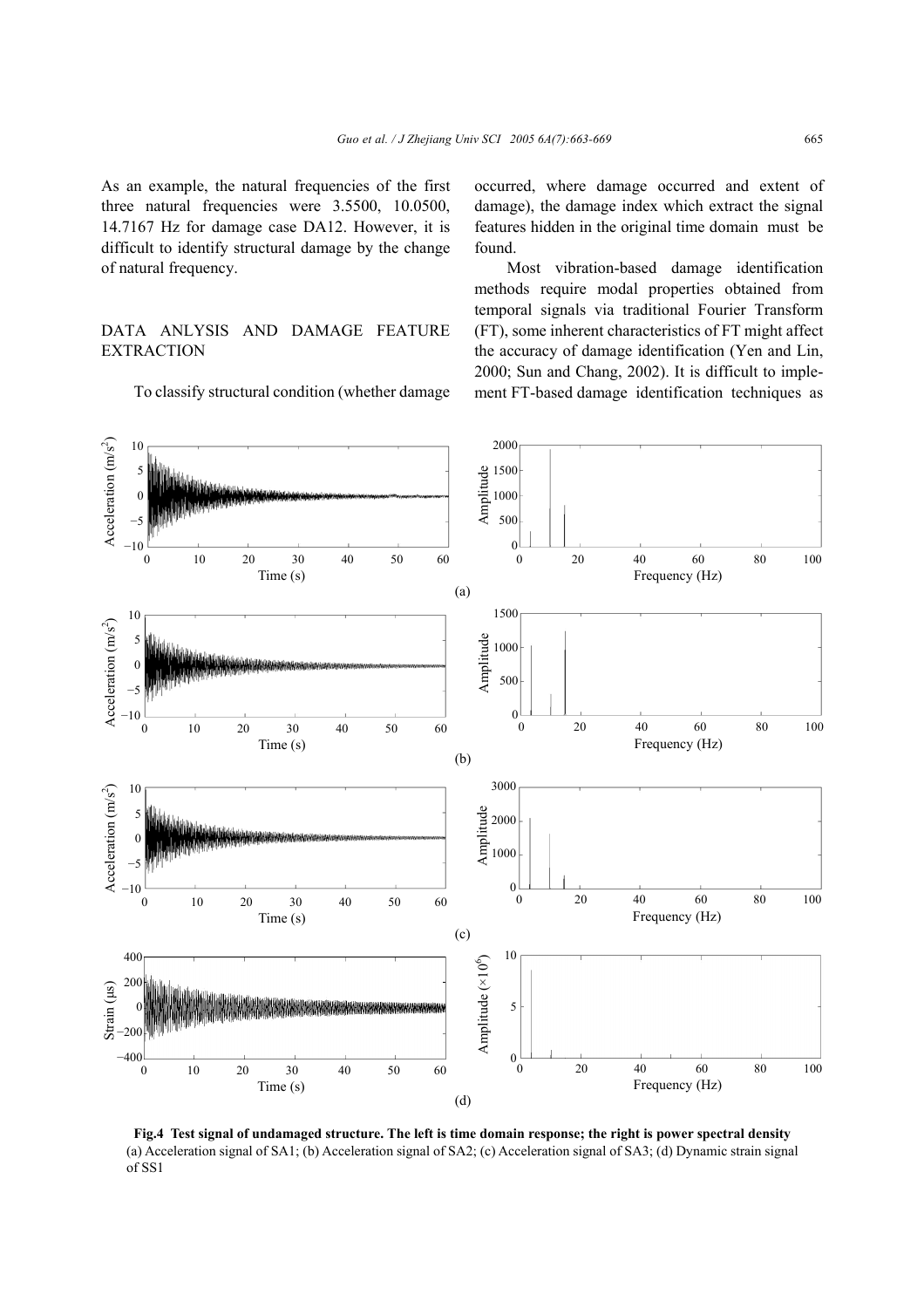As an example, the natural frequencies of the first three natural frequencies were 3.5500, 10.0500, 14.7167 Hz for damage case DA12. However, it is difficult to identify structural damage by the change of natural frequency.

## DATA ANLYSIS AND DAMAGE FEATURE EXTRACTION

To classify structural condition (whether damage occurred, where damage occurred and extent of damage), the damage index which extract the signal features hidden in the original time domain must be found.

Most vibration-based damage identification methods require modal properties obtained from temporal signals via traditional Fourier Transform (FT), some inherent characteristics of FT might affect the accuracy of damage identification (Yen and Lin, 2000; Sun and Chang, 2002). It is difficult to implement FT-based damage identification techniques as

**Fig.4 Test signal of undamaged structure. The left is time domain response; the right is power spectral density**
(a) Acceleration signal of SA1; (b) Acceleration signal of SA2; (c) Acceleration signal of SA3; (d) Dynamic strain signal of SS1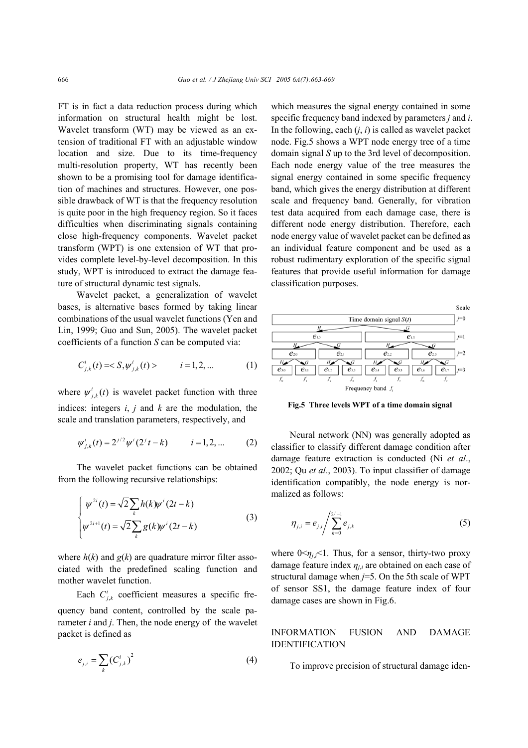FT is in fact a data reduction process during which information on structural health might be lost. Wavelet transform (WT) may be viewed as an extension of traditional FT with an adjustable window location and size. Due to its time-frequency multi-resolution property, WT has recently been shown to be a promising tool for damage identification of machines and structures. However, one possible drawback of WT is that the frequency resolution is quite poor in the high frequency region. So it faces difficulties when discriminating signals containing close high-frequency components. Wavelet packet transform (WPT) is one extension of WT that provides complete level-by-level decomposition. In this study, WPT is introduced to extract the damage feature of structural dynamic test signals.

Wavelet packet, a generalization of wavelet bases, is alternative bases formed by taking linear combinations of the usual wavelet functions (Yen and Lin, 1999; Guo and Sun, 2005). The wavelet packet coefficients of a function $S$ can be computed via:

$$C_{j,k}^{i}(t) = \langle S, \psi_{j,k}^{i}(t) \rangle \qquad i = 1, 2, \ldots \tag{1}$$

where $\psi_{j,k}^{i}(t)$ is wavelet packet function with three indices: integers $i$, $j$ and $k$ are the modulation, the scale and translation parameters, respectively, and

$$\psi_{j,k}^{i}(t) = 2^{j/2}\psi^{i}(2^{j}t - k) \qquad i = 1, 2, \ldots \tag{2}$$

The wavelet packet functions can be obtained from the following recursive relationships:

$$\begin{cases} \psi^{2i}(t) = \sqrt{2}\sum_{k} h(k)\psi^{i}(2t - k) \\ \psi^{2i+1}(t) = \sqrt{2}\sum_{k} g(k)\psi^{i}(2t - k) \end{cases} \tag{3}$$

where $h(k)$ and $g(k)$ are quadrature mirror filter associated with the predefined scaling function and mother wavelet function.

Each $C_{j,k}^{i}$ coefficient measures a specific frequency band content, controlled by the scale parameter $i$ and $j$. Then, the node energy of the wavelet packet is defined as

$$e_{j,i} = \sum_{k}(C_{j,k}^{i})^{2} \tag{4}$$

which measures the signal energy contained in some specific frequency band indexed by parameters $j$ and $i$. In the following, each $(j, i)$ is called as wavelet packet node. Fig.5 shows a WPT node energy tree of a time domain signal $S$ up to the 3rd level of decomposition. Each node energy value of the tree measures the signal energy contained in some specific frequency band, which gives the energy distribution at different scale and frequency band. Generally, for vibration test data acquired from each damage case, there is different node energy distribution. Therefore, each node energy value of wavelet packet can be defined as an individual feature component and be used as a robust rudimentary exploration of the specific signal features that provide useful information for damage classification purposes.

**Fig.5 Three levels WPT of a time domain signal**

Neural network (NN) was generally adopted as classifier to classify different damage condition after damage feature extraction is conducted (Ni *et al*., 2002; Qu *et al*., 2003). To input classifier of damage identification compatibly, the node energy is normalized as follows:

$$\eta_{j,i} = e_{j,i} \Big/ \sum_{k=0}^{2^{j}-1} e_{j,k} \tag{5}$$

where $0<\eta_{j,i}<1$. Thus, for a sensor, thirty-two proxy damage feature index $\eta_{j,i}$ are obtained on each case of structural damage when $j$=5. On the 5th scale of WPT of sensor SS1, the damage feature index of four damage cases are shown in Fig.6.

## INFORMATION FUSION AND DAMAGE IDENTIFICATION

To improve precision of structural damage iden-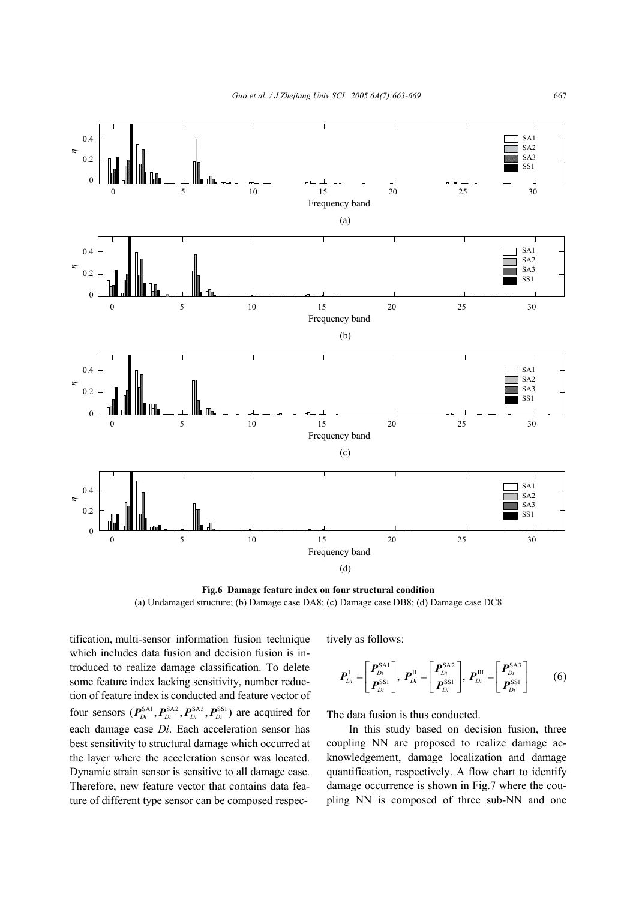**Fig.6 Damage feature index on four structural condition**
(a) Undamaged structure; (b) Damage case DA8; (c) Damage case DB8; (d) Damage case DC8

tification, multi-sensor information fusion technique which includes data fusion and decision fusion is introduced to realize damage classification. To delete some feature index lacking sensitivity, number reduction of feature index is conducted and feature vector of four sensors ($\boldsymbol{P}_{Di}^{\text{SA1}}, \boldsymbol{P}_{Di}^{\text{SA2}}, \boldsymbol{P}_{Di}^{\text{SA3}}, \boldsymbol{P}_{Di}^{\text{SS1}}$) are acquired for each damage case $Di$. Each acceleration sensor has best sensitivity to structural damage which occurred at the layer where the acceleration sensor was located. Dynamic strain sensor is sensitive to all damage case. Therefore, new feature vector that contains data feature of different type sensor can be composed respectively as follows:

$$\boldsymbol{P}_{Di}^{\text{I}} = \begin{bmatrix} \boldsymbol{P}_{Di}^{\text{SA1}} \\ \boldsymbol{P}_{Di}^{\text{SS1}} \end{bmatrix},\ \boldsymbol{P}_{Di}^{\text{II}} = \begin{bmatrix} \boldsymbol{P}_{Di}^{\text{SA2}} \\ \boldsymbol{P}_{Di}^{\text{SS1}} \end{bmatrix},\ \boldsymbol{P}_{Di}^{\text{III}} = \begin{bmatrix} \boldsymbol{P}_{Di}^{\text{SA3}} \\ \boldsymbol{P}_{Di}^{\text{SS1}} \end{bmatrix} \tag{6}$$

The data fusion is thus conducted.

In this study based on decision fusion, three coupling NN are proposed to realize damage acknowledgement, damage localization and damage quantification, respectively. A flow chart to identify damage occurrence is shown in Fig.7 where the coupling NN is composed of three sub-NN and one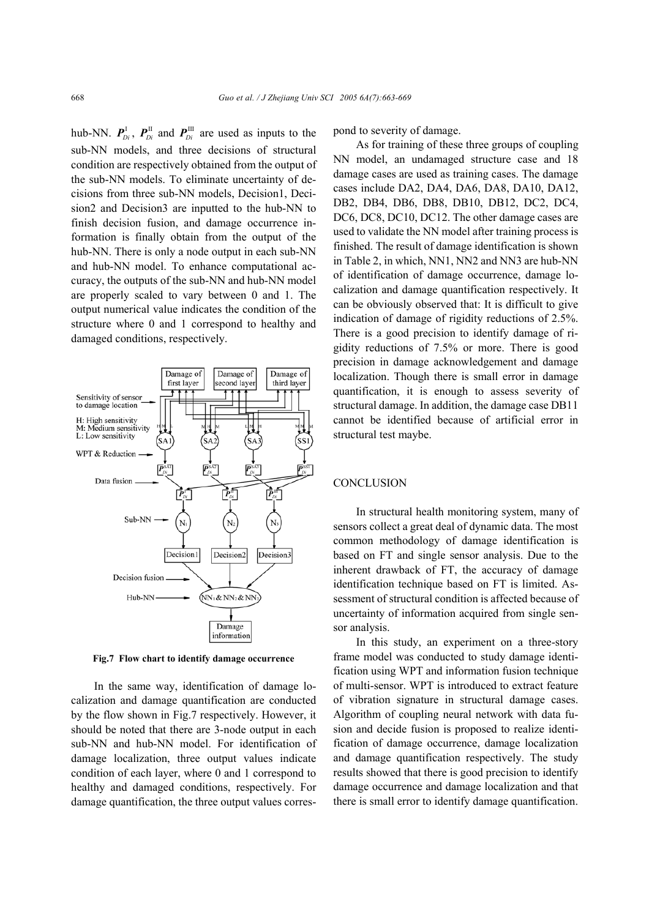hub-NN. $\boldsymbol{P}_{Di}^{\mathrm{I}}$, $\boldsymbol{P}_{Di}^{\mathrm{II}}$ and $\boldsymbol{P}_{Di}^{\mathrm{III}}$ are used as inputs to the sub-NN models, and three decisions of structural condition are respectively obtained from the output of the sub-NN models. To eliminate uncertainty of decisions from three sub-NN models, Decision1, Decision2 and Decision3 are inputted to the hub-NN to finish decision fusion, and damage occurrence information is finally obtain from the output of the hub-NN. There is only a node output in each sub-NN and hub-NN model. To enhance computational accuracy, the outputs of the sub-NN and hub-NN model are properly scaled to vary between 0 and 1. The output numerical value indicates the condition of the structure where 0 and 1 correspond to healthy and damaged conditions, respectively.

**Fig.7 Flow chart to identify damage occurrence**

In the same way, identification of damage localization and damage quantification are conducted by the flow shown in Fig.7 respectively. However, it should be noted that there are 3-node output in each sub-NN and hub-NN model. For identification of damage localization, three output values indicate condition of each layer, where 0 and 1 correspond to healthy and damaged conditions, respectively. For damage quantification, the three output values correspond to severity of damage.

As for training of these three groups of coupling NN model, an undamaged structure case and 18 damage cases are used as training cases. The damage cases include DA2, DA4, DA6, DA8, DA10, DA12, DB2, DB4, DB6, DB8, DB10, DB12, DC2, DC4, DC6, DC8, DC10, DC12. The other damage cases are used to validate the NN model after training process is finished. The result of damage identification is shown in Table 2, in which, NN1, NN2 and NN3 are hub-NN of identification of damage occurrence, damage localization and damage quantification respectively. It can be obviously observed that: It is difficult to give indication of damage of rigidity reductions of 2.5%. There is a good precision to identify damage of rigidity reductions of 7.5% or more. There is good precision in damage acknowledgement and damage localization. Though there is small error in damage quantification, it is enough to assess severity of structural damage. In addition, the damage case DB11 cannot be identified because of artificial error in structural test maybe.

## CONCLUSION

In structural health monitoring system, many of sensors collect a great deal of dynamic data. The most common methodology of damage identification is based on FT and single sensor analysis. Due to the inherent drawback of FT, the accuracy of damage identification technique based on FT is limited. Assessment of structural condition is affected because of uncertainty of information acquired from single sensor analysis.

In this study, an experiment on a three-story frame model was conducted to study damage identification using WPT and information fusion technique of multi-sensor. WPT is introduced to extract feature of vibration signature in structural damage cases. Algorithm of coupling neural network with data fusion and decide fusion is proposed to realize identification of damage occurrence, damage localization and damage quantification respectively. The study results showed that there is good precision to identify damage occurrence and damage localization and that there is small error to identify damage quantification.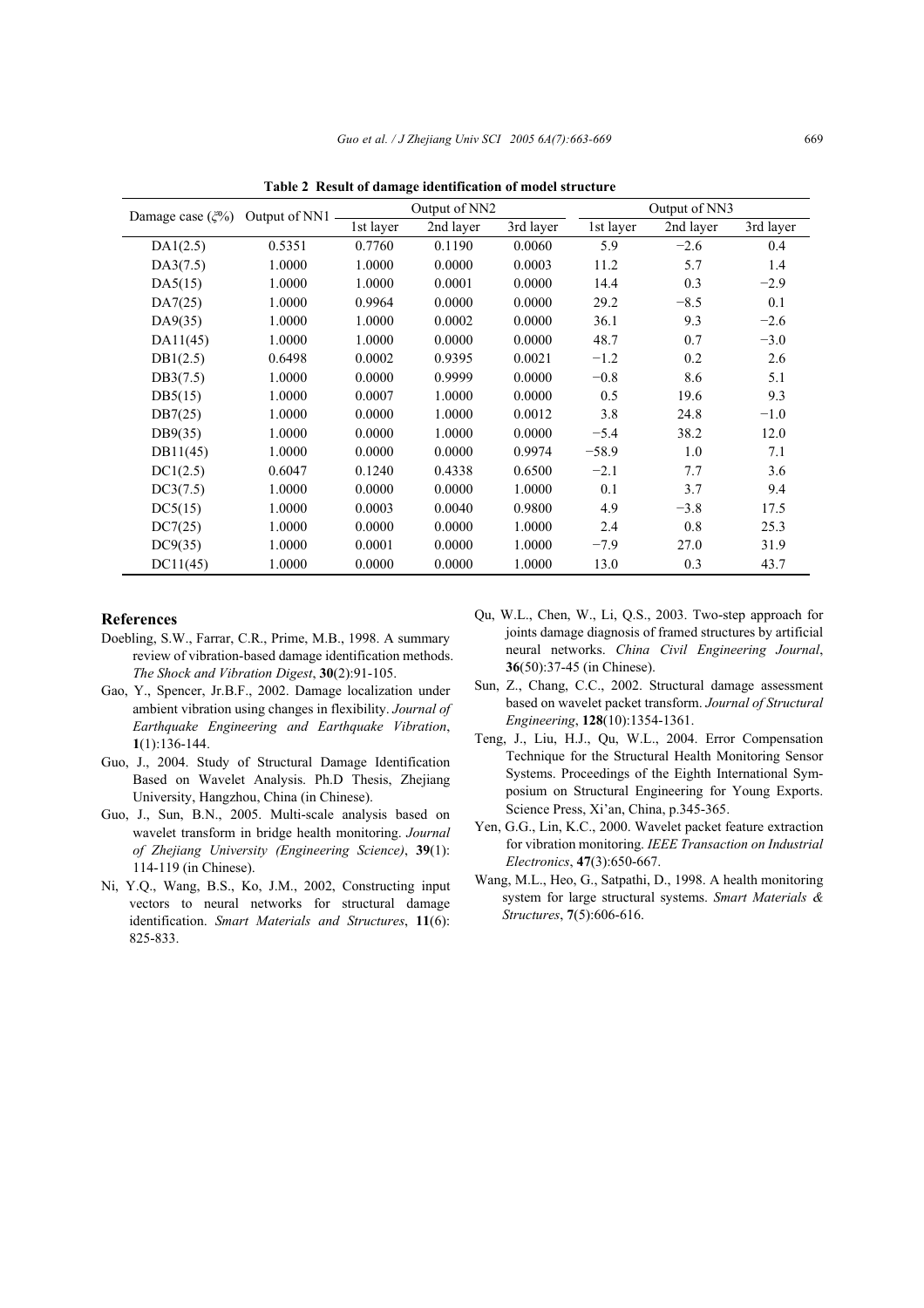**Table 2 Result of damage identification of model structure**

| Damage case ($\xi$%) | Output of NN1 | Output of NN2 | | | Output of NN3 | | |
|---|---|---|---|---|---|---|---|
| | | 1st layer | 2nd layer | 3rd layer | 1st layer | 2nd layer | 3rd layer |
| DA1(2.5) | 0.5351 | 0.7760 | 0.1190 | 0.0060 | 5.9 | −2.6 | 0.4 |
| DA3(7.5) | 1.0000 | 1.0000 | 0.0000 | 0.0003 | 11.2 | 5.7 | 1.4 |
| DA5(15) | 1.0000 | 1.0000 | 0.0001 | 0.0000 | 14.4 | 0.3 | −2.9 |
| DA7(25) | 1.0000 | 0.9964 | 0.0000 | 0.0000 | 29.2 | −8.5 | 0.1 |
| DA9(35) | 1.0000 | 1.0000 | 0.0002 | 0.0000 | 36.1 | 9.3 | −2.6 |
| DA11(45) | 1.0000 | 1.0000 | 0.0000 | 0.0000 | 48.7 | 0.7 | −3.0 |
| DB1(2.5) | 0.6498 | 0.0002 | 0.9395 | 0.0021 | −1.2 | 0.2 | 2.6 |
| DB3(7.5) | 1.0000 | 0.0000 | 0.9999 | 0.0000 | −0.8 | 8.6 | 5.1 |
| DB5(15) | 1.0000 | 0.0007 | 1.0000 | 0.0000 | 0.5 | 19.6 | 9.3 |
| DB7(25) | 1.0000 | 0.0000 | 1.0000 | 0.0012 | 3.8 | 24.8 | −1.0 |
| DB9(35) | 1.0000 | 0.0000 | 1.0000 | 0.0000 | −5.4 | 38.2 | 12.0 |
| DB11(45) | 1.0000 | 0.0000 | 0.0000 | 0.9974 | −58.9 | 1.0 | 7.1 |
| DC1(2.5) | 0.6047 | 0.1240 | 0.4338 | 0.6500 | −2.1 | 7.7 | 3.6 |
| DC3(7.5) | 1.0000 | 0.0000 | 0.0000 | 1.0000 | 0.1 | 3.7 | 9.4 |
| DC5(15) | 1.0000 | 0.0003 | 0.0040 | 0.9800 | 4.9 | −3.8 | 17.5 |
| DC7(25) | 1.0000 | 0.0000 | 0.0000 | 1.0000 | 2.4 | 0.8 | 25.3 |
| DC9(35) | 1.0000 | 0.0001 | 0.0000 | 1.0000 | −7.9 | 27.0 | 31.9 |
| DC11(45) | 1.0000 | 0.0000 | 0.0000 | 1.0000 | 13.0 | 0.3 | 43.7 |

## References

Doebling, S.W., Farrar, C.R., Prime, M.B., 1998. A summary review of vibration-based damage identification methods. *The Shock and Vibration Digest*, **30**(2):91-105.

Gao, Y., Spencer, Jr.B.F., 2002. Damage localization under ambient vibration using changes in flexibility. *Journal of Earthquake Engineering and Earthquake Vibration*, **1**(1):136-144.

Guo, J., 2004. Study of Structural Damage Identification Based on Wavelet Analysis. Ph.D Thesis, Zhejiang University, Hangzhou, China (in Chinese).

Guo, J., Sun, B.N., 2005. Multi-scale analysis based on wavelet transform in bridge health monitoring. *Journal of Zhejiang University (Engineering Science)*, **39**(1): 114-119 (in Chinese).

Ni, Y.Q., Wang, B.S., Ko, J.M., 2002, Constructing input vectors to neural networks for structural damage identification. *Smart Materials and Structures*, **11**(6): 825-833.

Qu, W.L., Chen, W., Li, Q.S., 2003. Two-step approach for joints damage diagnosis of framed structures by artificial neural networks. *China Civil Engineering Journal*, **36**(50):37-45 (in Chinese).

Sun, Z., Chang, C.C., 2002. Structural damage assessment based on wavelet packet transform. *Journal of Structural Engineering*, **128**(10):1354-1361.

Teng, J., Liu, H.J., Qu, W.L., 2004. Error Compensation Technique for the Structural Health Monitoring Sensor Systems. Proceedings of the Eighth International Symposium on Structural Engineering for Young Exports. Science Press, Xi'an, China, p.345-365.

Yen, G.G., Lin, K.C., 2000. Wavelet packet feature extraction for vibration monitoring. *IEEE Transaction on Industrial Electronics*, **47**(3):650-667.

Wang, M.L., Heo, G., Satpathi, D., 1998. A health monitoring system for large structural systems. *Smart Materials & Structures*, **7**(5):606-616.